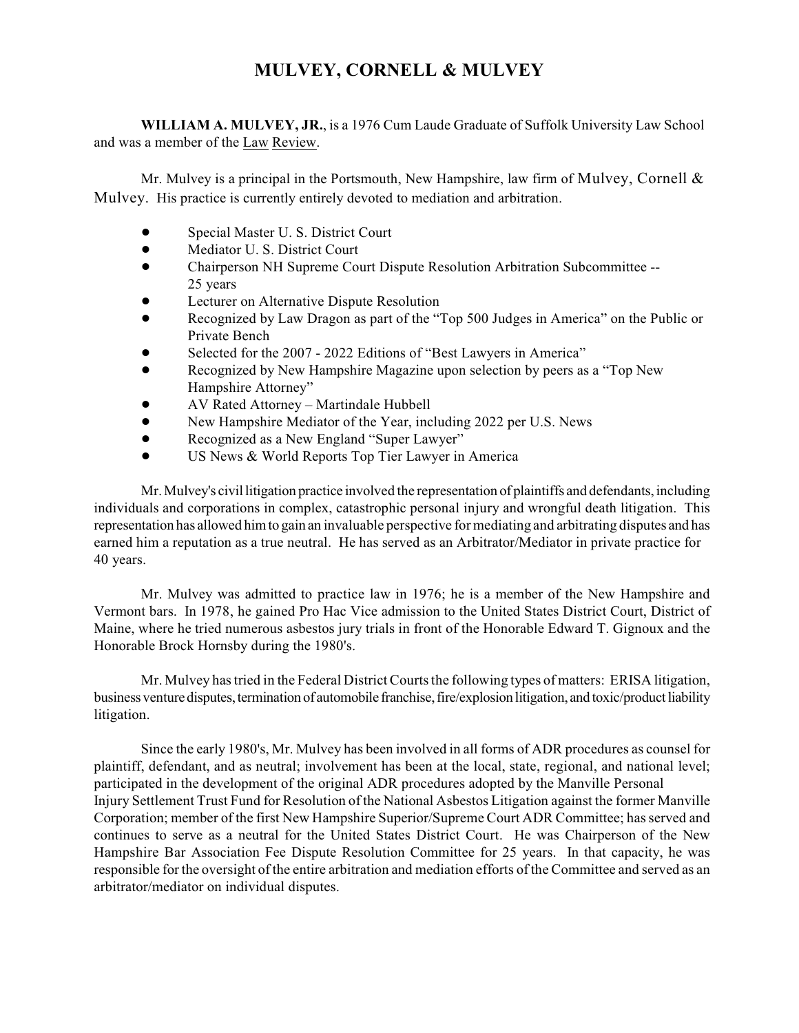# MULVEY, CORNELL & MULVEY

**WILLIAM A. MULVEY, JR.**, is a 1976 Cum Laude Graduate of Suffolk University Law School and was a member of the Law Review.

Mr. Mulvey is a principal in the Portsmouth, New Hampshire, law firm of Mulvey, Cornell & Mulvey. His practice is currently entirely devoted to mediation and arbitration.

- Special Master U. S. District Court
- Mediator U. S. District Court
- Chairperson NH Supreme Court Dispute Resolution Arbitration Subcommittee -- 25 years
- Lecturer on Alternative Dispute Resolution
- Recognized by Law Dragon as part of the "Top 500 Judges in America" on the Public or Private Bench
- Selected for the 2007 - 2022 Editions of "Best Lawyers in America"
- Recognized by New Hampshire Magazine upon selection by peers as a "Top New Hampshire Attorney"
- AV Rated Attorney – Martindale Hubbell
- New Hampshire Mediator of the Year, including 2022 per U.S. News
- Recognized as a New England "Super Lawyer"
- US News & World Reports Top Tier Lawyer in America

Mr. Mulvey's civil litigation practice involved the representation of plaintiffs and defendants, including individuals and corporations in complex, catastrophic personal injury and wrongful death litigation. This representation has allowed him to gain an invaluable perspective for mediating and arbitrating disputes and has earned him a reputation as a true neutral. He has served as an Arbitrator/Mediator in private practice for 40 years.

Mr. Mulvey was admitted to practice law in 1976; he is a member of the New Hampshire and Vermont bars. In 1978, he gained Pro Hac Vice admission to the United States District Court, District of Maine, where he tried numerous asbestos jury trials in front of the Honorable Edward T. Gignoux and the Honorable Brock Hornsby during the 1980's.

Mr. Mulvey has tried in the Federal District Courts the following types of matters: ERISA litigation, business venture disputes, termination of automobile franchise, fire/explosion litigation, and toxic/product liability litigation.

Since the early 1980's, Mr. Mulvey has been involved in all forms of ADR procedures as counsel for plaintiff, defendant, and as neutral; involvement has been at the local, state, regional, and national level; participated in the development of the original ADR procedures adopted by the Manville Personal Injury Settlement Trust Fund for Resolution of the National Asbestos Litigation against the former Manville Corporation; member of the first New Hampshire Superior/Supreme Court ADR Committee; has served and continues to serve as a neutral for the United States District Court. He was Chairperson of the New Hampshire Bar Association Fee Dispute Resolution Committee for 25 years. In that capacity, he was responsible for the oversight of the entire arbitration and mediation efforts of the Committee and served as an arbitrator/mediator on individual disputes.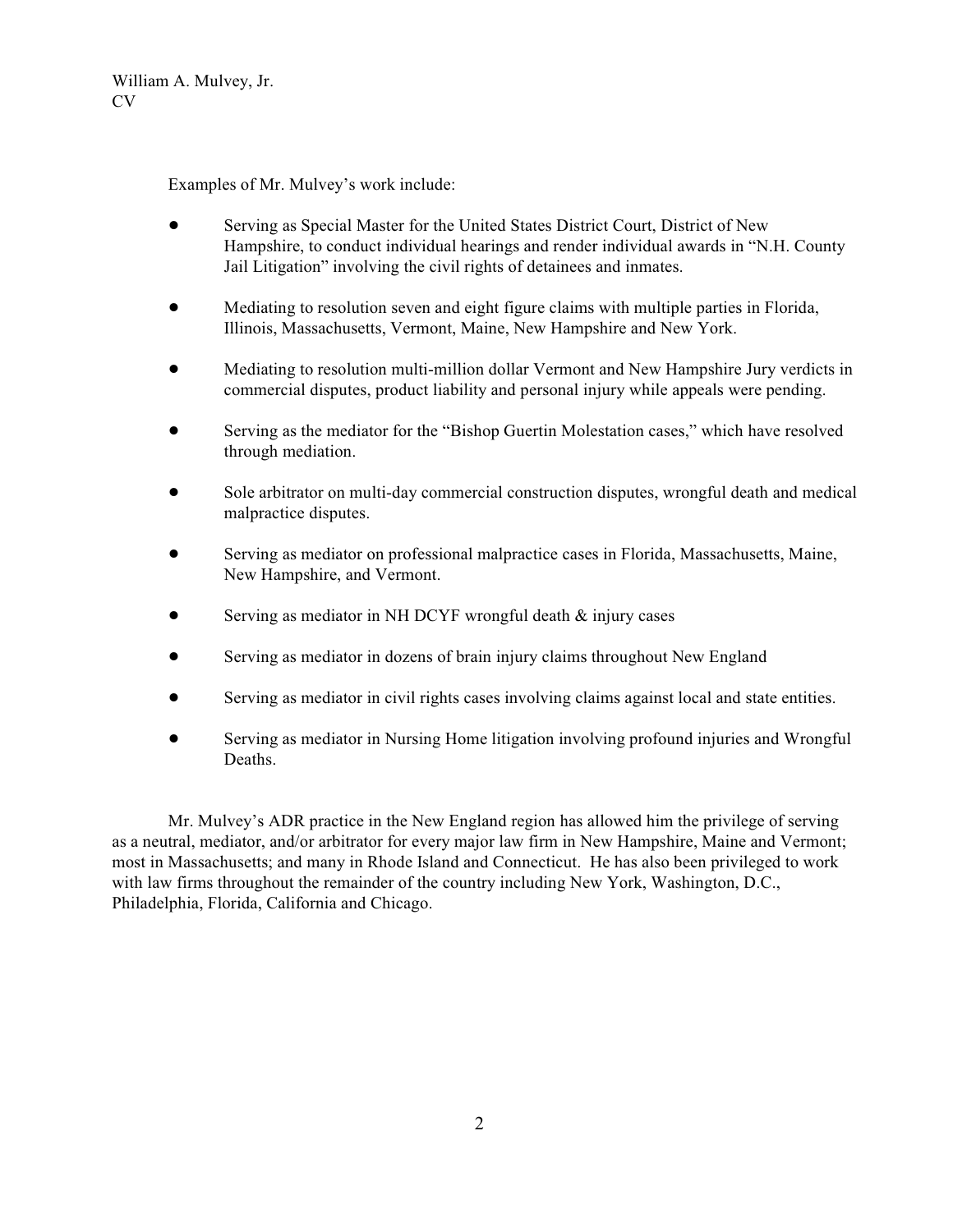Examples of Mr. Mulvey's work include:

- Serving as Special Master for the United States District Court, District of New Hampshire, to conduct individual hearings and render individual awards in "N.H. County Jail Litigation" involving the civil rights of detainees and inmates.
- Mediating to resolution seven and eight figure claims with multiple parties in Florida, Illinois, Massachusetts, Vermont, Maine, New Hampshire and New York.
- Mediating to resolution multi-million dollar Vermont and New Hampshire Jury verdicts in commercial disputes, product liability and personal injury while appeals were pending.
- Serving as the mediator for the "Bishop Guertin Molestation cases," which have resolved through mediation.
- Sole arbitrator on multi-day commercial construction disputes, wrongful death and medical malpractice disputes.
- Serving as mediator on professional malpractice cases in Florida, Massachusetts, Maine, New Hampshire, and Vermont.
- Serving as mediator in NH DCYF wrongful death & injury cases
- Serving as mediator in dozens of brain injury claims throughout New England
- Serving as mediator in civil rights cases involving claims against local and state entities.
- Serving as mediator in Nursing Home litigation involving profound injuries and Wrongful Deaths.

Mr. Mulvey's ADR practice in the New England region has allowed him the privilege of serving as a neutral, mediator, and/or arbitrator for every major law firm in New Hampshire, Maine and Vermont; most in Massachusetts; and many in Rhode Island and Connecticut. He has also been privileged to work with law firms throughout the remainder of the country including New York, Washington, D.C., Philadelphia, Florida, California and Chicago.